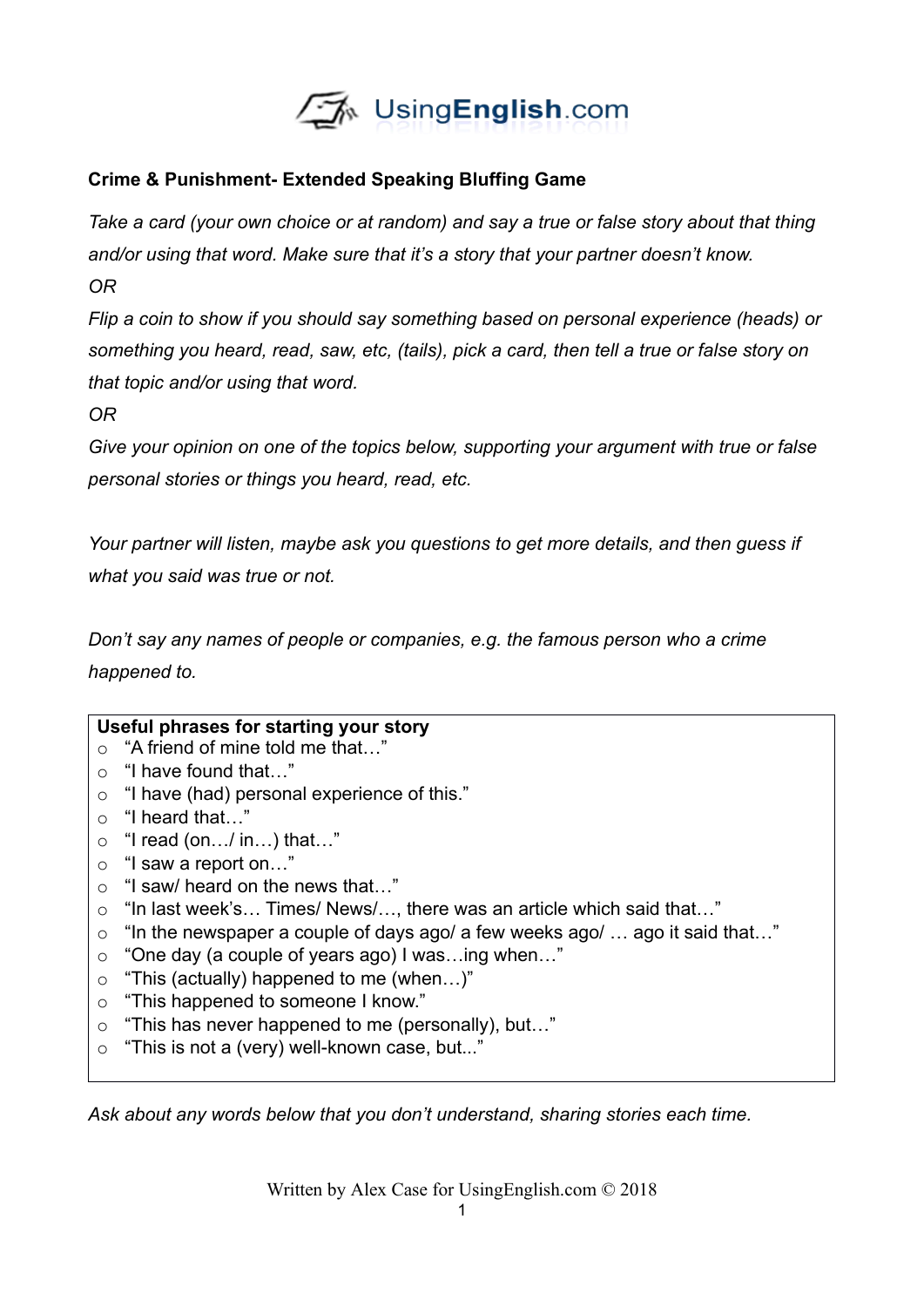UsingEnglish.com

**Crime & Punishment- Extended Speaking Bluffing Game**

*Take a card (your own choice or at random) and say a true or false story about that thing and/or using that word. Make sure that it's a story that your partner doesn't know.*

*OR*

*Flip a coin to show if you should say something based on personal experience (heads) or something you heard, read, saw, etc, (tails), pick a card, then tell a true or false story on that topic and/or using that word.*

*OR*

*Give your opinion on one of the topics below, supporting your argument with true or false personal stories or things you heard, read, etc.*

*Your partner will listen, maybe ask you questions to get more details, and then guess if what you said was true or not.*

*Don't say any names of people or companies, e.g. the famous person who a crime happened to.*

**Useful phrases for starting your story**

- "A friend of mine told me that…"
- "I have found that…"
- "I have (had) personal experience of this."
- "I heard that…"
- "I read (on…/ in…) that…"
- "I saw a report on…"
- "I saw/ heard on the news that…"
- "In last week's… Times/ News/…, there was an article which said that…"
- "In the newspaper a couple of days ago/ a few weeks ago/ … ago it said that…"
- "One day (a couple of years ago) I was…ing when…"
- "This (actually) happened to me (when…)"
- "This happened to someone I know."
- "This has never happened to me (personally), but…"
- "This is not a (very) well-known case, but..."

*Ask about any words below that you don't understand, sharing stories each time.*

Written by Alex Case for UsingEnglish.com © 2018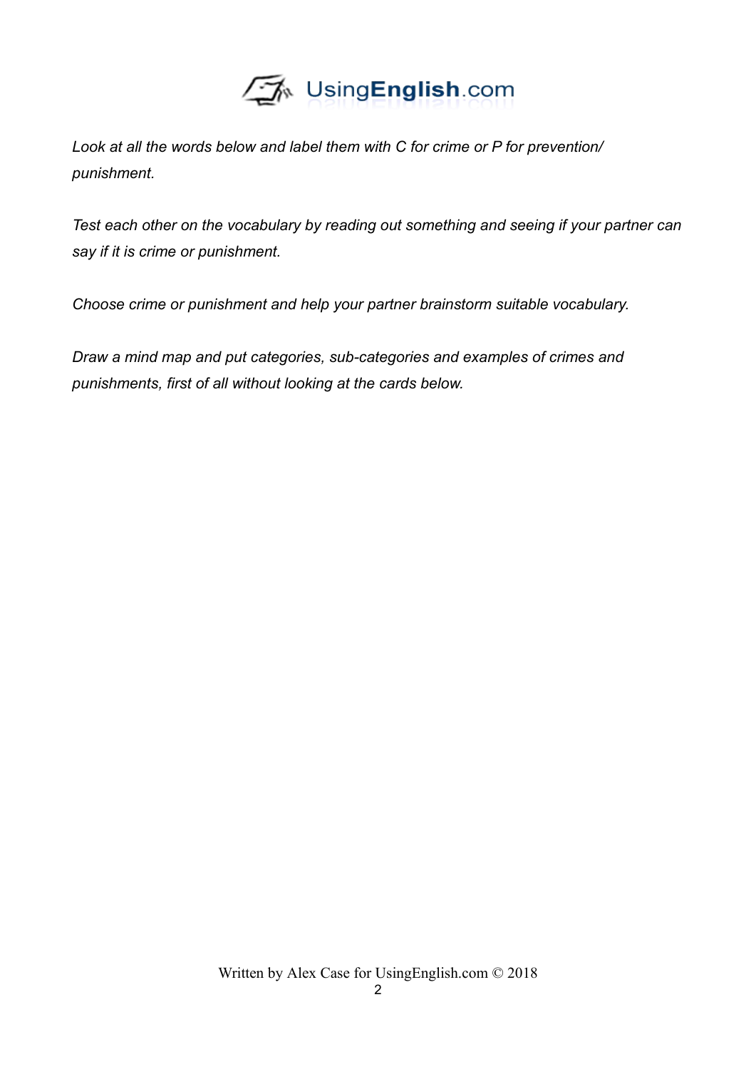*Look at all the words below and label them with C for crime or P for prevention/ punishment.*

*Test each other on the vocabulary by reading out something and seeing if your partner can say if it is crime or punishment.*

*Choose crime or punishment and help your partner brainstorm suitable vocabulary.*

*Draw a mind map and put categories, sub-categories and examples of crimes and punishments, first of all without looking at the cards below.*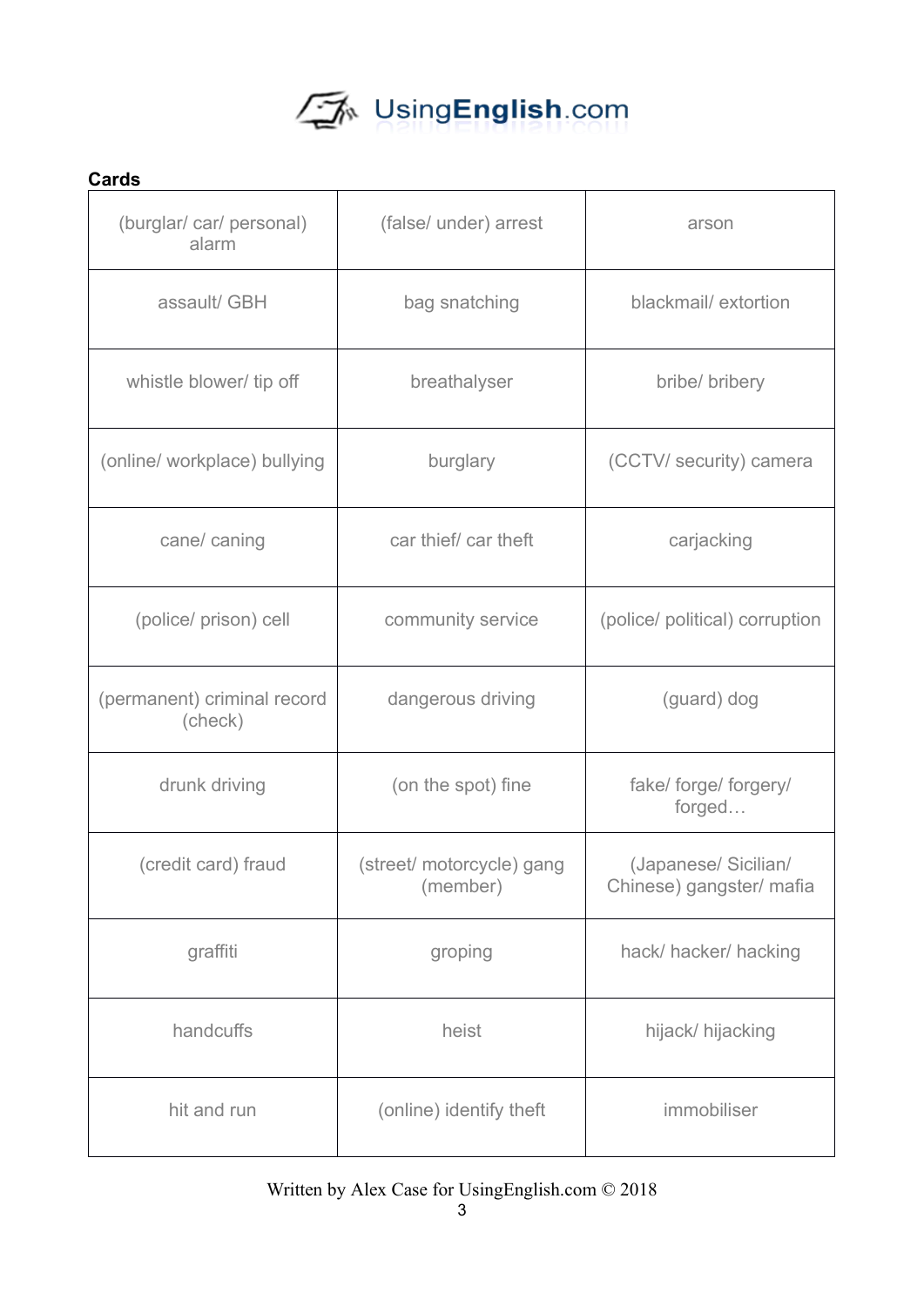**Cards**

| | | |
|---|---|---|
| (burglar/ car/ personal) alarm | (false/ under) arrest | arson |
| assault/ GBH | bag snatching | blackmail/ extortion |
| whistle blower/ tip off | breathalyser | bribe/ bribery |
| (online/ workplace) bullying | burglary | (CCTV/ security) camera |
| cane/ caning | car thief/ car theft | carjacking |
| (police/ prison) cell | community service | (police/ political) corruption |
| (permanent) criminal record (check) | dangerous driving | (guard) dog |
| drunk driving | (on the spot) fine | fake/ forge/ forgery/ forged… |
| (credit card) fraud | (street/ motorcycle) gang (member) | (Japanese/ Sicilian/ Chinese) gangster/ mafia |
| graffiti | groping | hack/ hacker/ hacking |
| handcuffs | heist | hijack/ hijacking |
| hit and run | (online) identify theft | immobiliser |

Written by Alex Case for UsingEnglish.com © 2018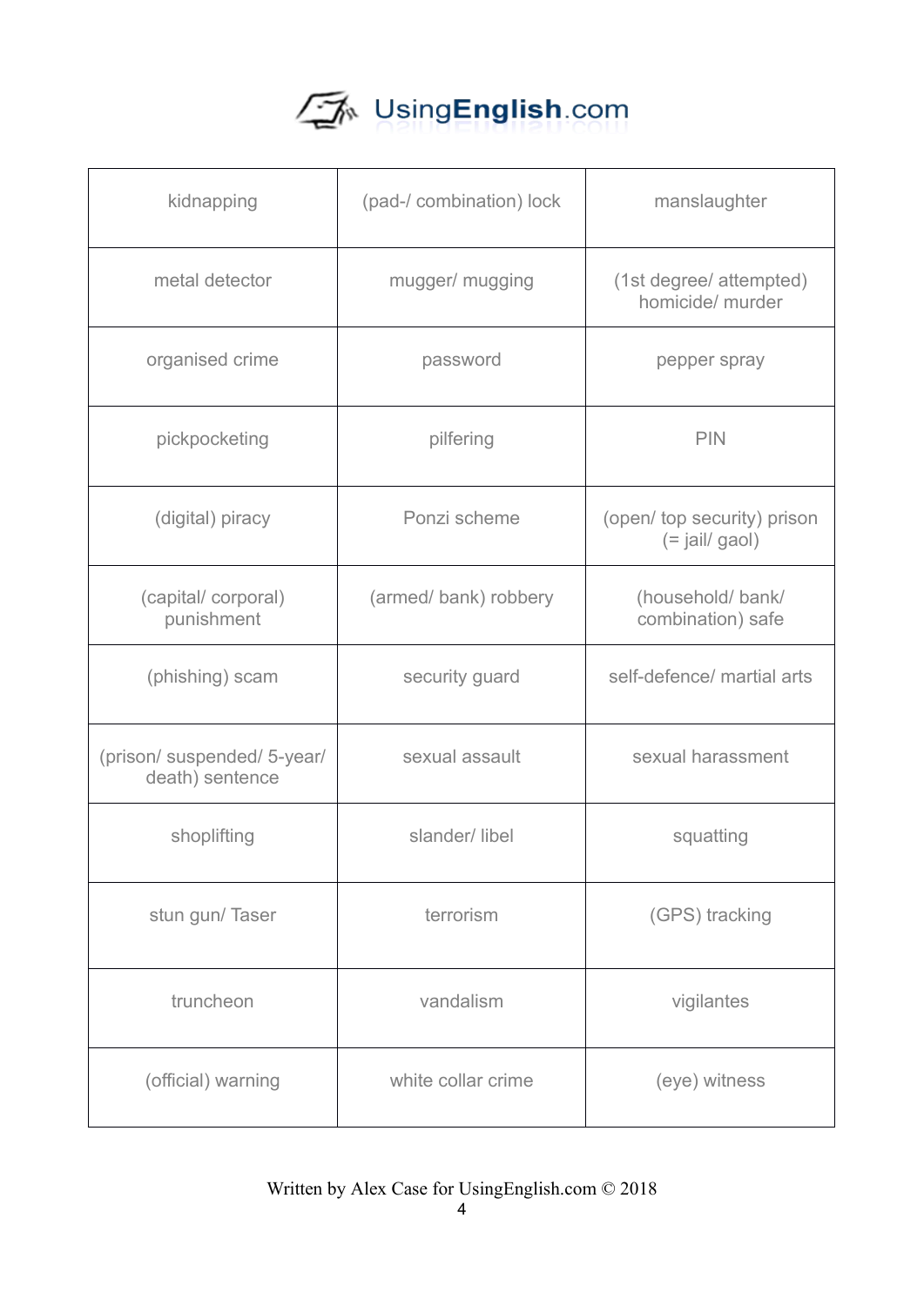| | | |
|---|---|---|
| kidnapping | (pad-/ combination) lock | manslaughter |
| metal detector | mugger/ mugging | (1st degree/ attempted) homicide/ murder |
| organised crime | password | pepper spray |
| pickpocketing | pilfering | PIN |
| (digital) piracy | Ponzi scheme | (open/ top security) prison (= jail/ gaol) |
| (capital/ corporal) punishment | (armed/ bank) robbery | (household/ bank/ combination) safe |
| (phishing) scam | security guard | self-defence/ martial arts |
| (prison/ suspended/ 5-year/ death) sentence | sexual assault | sexual harassment |
| shoplifting | slander/ libel | squatting |
| stun gun/ Taser | terrorism | (GPS) tracking |
| truncheon | vandalism | vigilantes |
| (official) warning | white collar crime | (eye) witness |